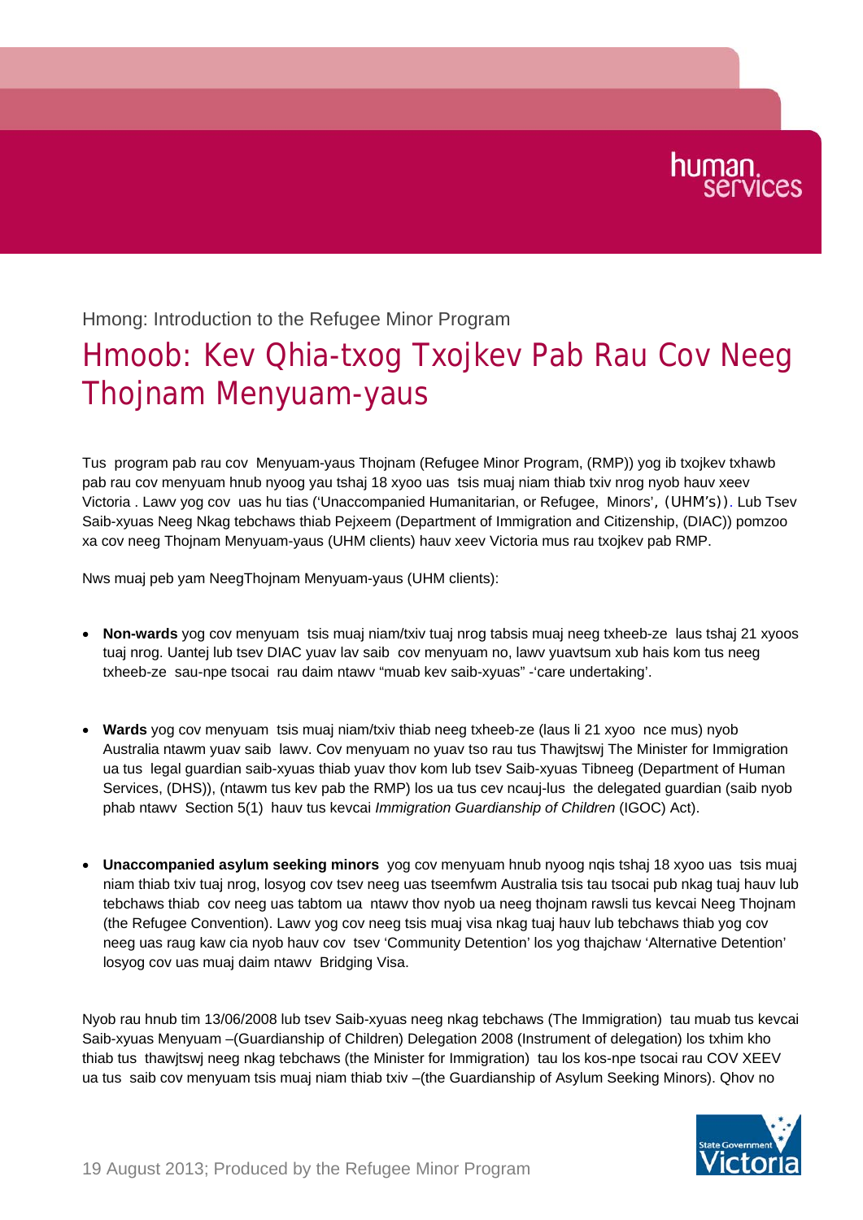Hmong: Introduction to the Refugee Minor Program

# Hmoob: Kev Qhia-txog Txojkev Pab Rau Cov Neeg Thojnam Menyuam-yaus

Tus program pab rau cov Menyuam-yaus Thojnam (Refugee Minor Program, (RMP)) yog ib txojkev txhawb pab rau cov menyuam hnub nyoog yau tshaj 18 xyoo uas tsis muaj niam thiab txiv nrog nyob hauv xeev Victoria . Lawv yog cov uas hu tias ('Unaccompanied Humanitarian, or Refugee, Minors', (UHM's)). Lub Tsev Saib-xyuas Neeg Nkag tebchaws thiab Pejxeem (Department of Immigration and Citizenship, (DIAC)) pomzoo xa cov neeg Thojnam Menyuam-yaus (UHM clients) hauv xeev Victoria mus rau txojkev pab RMP.

Nws muaj peb yam NeegThojnam Menyuam-yaus (UHM clients):

- **Non-wards** yog cov menyuam tsis muaj niam/txiv tuaj nrog tabsis muaj neeg txheeb-ze laus tshaj 21 xyoos tuaj nrog. Uantej lub tsev DIAC yuav lav saib cov menyuam no, lawv yuavtsum xub hais kom tus neeg txheeb-ze sau-npe tsocai rau daim ntawv "muab kev saib-xyuas" -'care undertaking'.

- **Wards** yog cov menyuam tsis muaj niam/txiv thiab neeg txheeb-ze (laus li 21 xyoo nce mus) nyob Australia ntawm yuav saib lawv. Cov menyuam no yuav tso rau tus Thawjtswj The Minister for Immigration ua tus legal guardian saib-xyuas thiab yuav thov kom lub tsev Saib-xyuas Tibneeg (Department of Human Services, (DHS)), (ntawm tus kev pab the RMP) los ua tus cev ncauj-lus the delegated guardian (saib nyob phab ntawv Section 5(1) hauv tus kevcai *Immigration Guardianship of Children* (IGOC) Act).

- **Unaccompanied asylum seeking minors** yog cov menyuam hnub nyoog nqis tshaj 18 xyoo uas tsis muaj niam thiab txiv tuaj nrog, losyog cov tsev neeg uas tseemfwm Australia tsis tau tsocai pub nkag tuaj hauv lub tebchaws thiab cov neeg uas tabtom ua ntawv thov nyob ua neeg thojnam rawsli tus kevcai Neeg Thojnam (the Refugee Convention). Lawv yog cov neeg tsis muaj visa nkag tuaj hauv lub tebchaws thiab yog cov neeg uas raug kaw cia nyob hauv cov tsev 'Community Detention' los yog thajchaw 'Alternative Detention' losyog cov uas muaj daim ntawv Bridging Visa.

Nyob rau hnub tim 13/06/2008 lub tsev Saib-xyuas neeg nkag tebchaws (The Immigration) tau muab tus kevcai Saib-xyuas Menyuam –(Guardianship of Children) Delegation 2008 (Instrument of delegation) los txhim kho thiab tus thawjtswj neeg nkag tebchaws (the Minister for Immigration) tau los kos-npe tsocai rau COV XEEV ua tus saib cov menyuam tsis muaj niam thiab txiv –(the Guardianship of Asylum Seeking Minors). Qhov no

19 August 2013; Produced by the Refugee Minor Program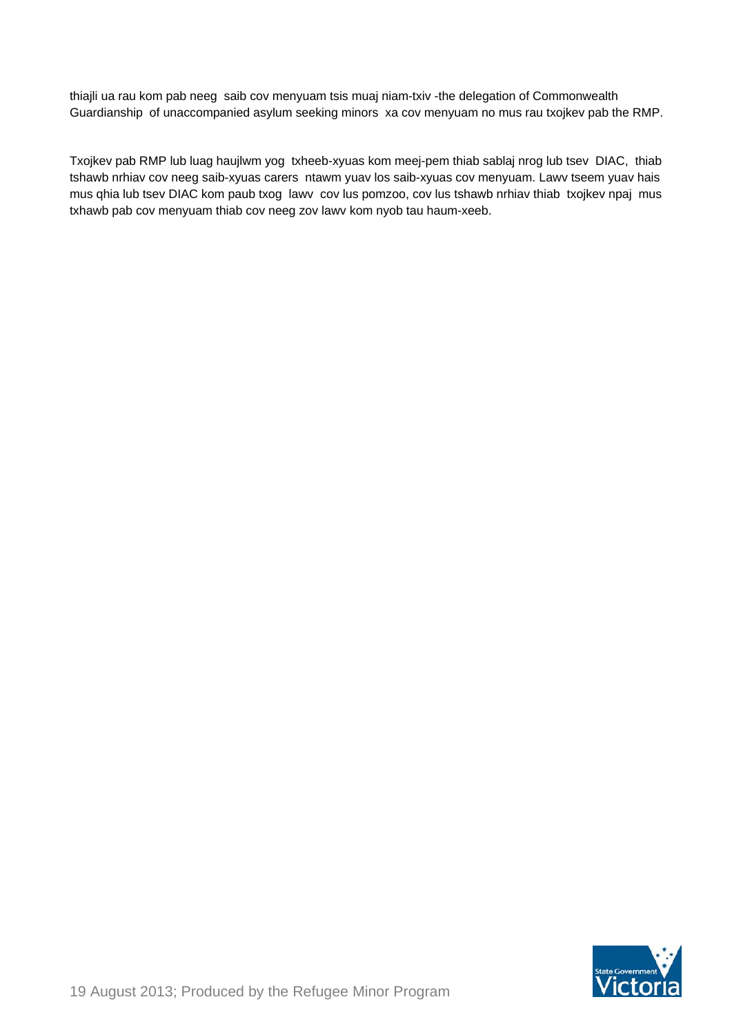thiajli ua rau kom pab neeg saib cov menyuam tsis muaj niam-txiv -the delegation of Commonwealth Guardianship of unaccompanied asylum seeking minors xa cov menyuam no mus rau txojkev pab the RMP.

Txojkev pab RMP lub luag haujlwm yog txheeb-xyuas kom meej-pem thiab sablaj nrog lub tsev DIAC, thiab tshawb nrhiav cov neeg saib-xyuas carers ntawm yuav los saib-xyuas cov menyuam. Lawv tseem yuav hais mus qhia lub tsev DIAC kom paub txog lawv cov lus pomzoo, cov lus tshawb nrhiav thiab txojkev npaj mus txhawb pab cov menyuam thiab cov neeg zov lawv kom nyob tau haum-xeeb.

19 August 2013; Produced by the Refugee Minor Program